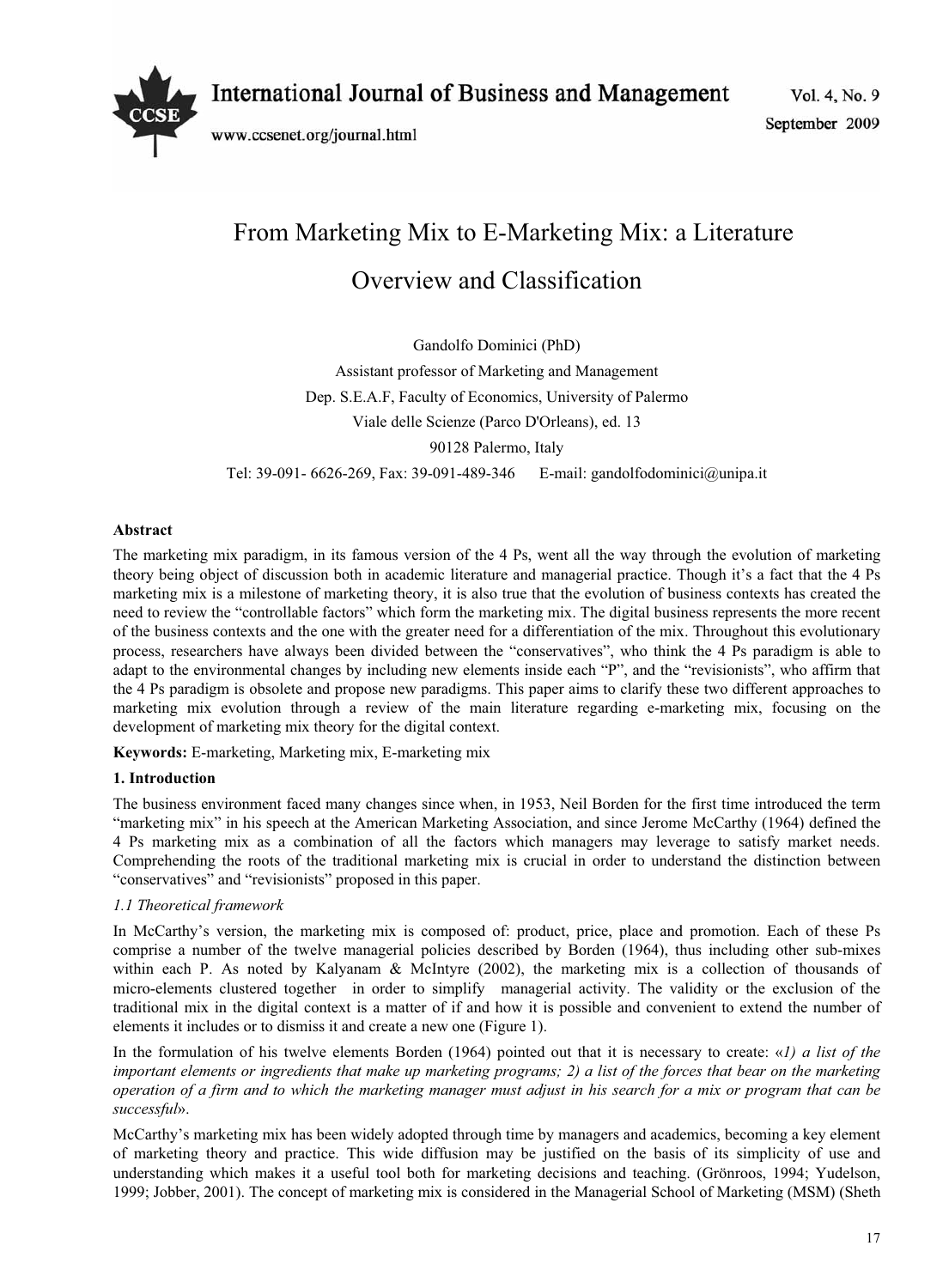# From Marketing Mix to E-Marketing Mix: a Literature Overview and Classification

Gandolfo Dominici (PhD)

Assistant professor of Marketing and Management

Dep. S.E.A.F, Faculty of Economics, University of Palermo

Viale delle Scienze (Parco D'Orleans), ed. 13

90128 Palermo, Italy

Tel: 39-091- 6626-269, Fax: 39-091-489-346 E-mail: gandolfodominici@unipa.it

## Abstract

The marketing mix paradigm, in its famous version of the 4 Ps, went all the way through the evolution of marketing theory being object of discussion both in academic literature and managerial practice. Though it's a fact that the 4 Ps marketing mix is a milestone of marketing theory, it is also true that the evolution of business contexts has created the need to review the "controllable factors" which form the marketing mix. The digital business represents the more recent of the business contexts and the one with the greater need for a differentiation of the mix. Throughout this evolutionary process, researchers have always been divided between the "conservatives", who think the 4 Ps paradigm is able to adapt to the environmental changes by including new elements inside each "P", and the "revisionists", who affirm that the 4 Ps paradigm is obsolete and propose new paradigms. This paper aims to clarify these two different approaches to marketing mix evolution through a review of the main literature regarding e-marketing mix, focusing on the development of marketing mix theory for the digital context.

**Keywords:** E-marketing, Marketing mix, E-marketing mix

## 1. Introduction

The business environment faced many changes since when, in 1953, Neil Borden for the first time introduced the term "marketing mix" in his speech at the American Marketing Association, and since Jerome McCarthy (1964) defined the 4 Ps marketing mix as a combination of all the factors which managers may leverage to satisfy market needs. Comprehending the roots of the traditional marketing mix is crucial in order to understand the distinction between "conservatives" and "revisionists" proposed in this paper.

### *1.1 Theoretical framework*

In McCarthy's version, the marketing mix is composed of: product, price, place and promotion. Each of these Ps comprise a number of the twelve managerial policies described by Borden (1964), thus including other sub-mixes within each P. As noted by Kalyanam & McIntyre (2002), the marketing mix is a collection of thousands of micro-elements clustered together in order to simplify managerial activity. The validity or the exclusion of the traditional mix in the digital context is a matter of if and how it is possible and convenient to extend the number of elements it includes or to dismiss it and create a new one (Figure 1).

In the formulation of his twelve elements Borden (1964) pointed out that it is necessary to create: «*1) a list of the important elements or ingredients that make up marketing programs; 2) a list of the forces that bear on the marketing operation of a firm and to which the marketing manager must adjust in his search for a mix or program that can be successful*».

McCarthy's marketing mix has been widely adopted through time by managers and academics, becoming a key element of marketing theory and practice. This wide diffusion may be justified on the basis of its simplicity of use and understanding which makes it a useful tool both for marketing decisions and teaching. (Grönroos, 1994; Yudelson, 1999; Jobber, 2001). The concept of marketing mix is considered in the Managerial School of Marketing (MSM) (Sheth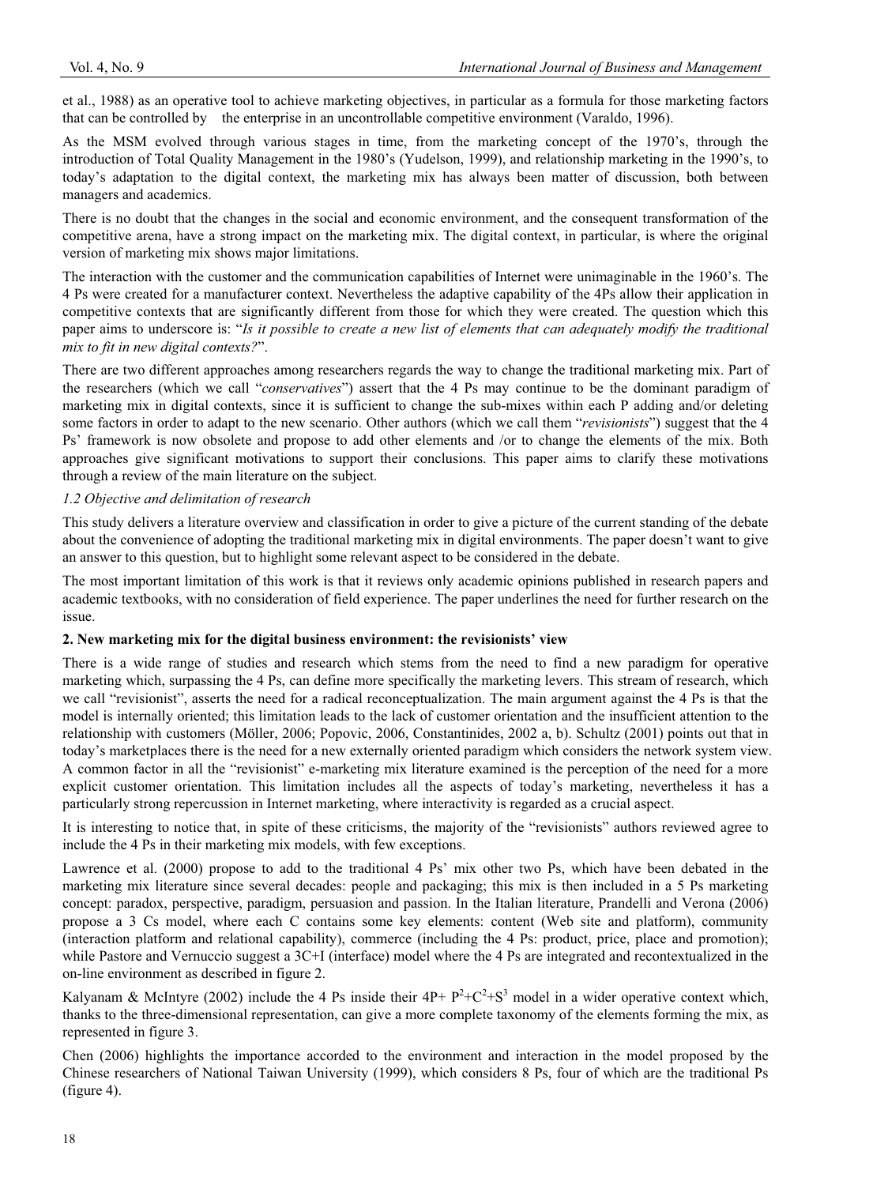et al., 1988) as an operative tool to achieve marketing objectives, in particular as a formula for those marketing factors that can be controlled by the enterprise in an uncontrollable competitive environment (Varaldo, 1996).

As the MSM evolved through various stages in time, from the marketing concept of the 1970's, through the introduction of Total Quality Management in the 1980's (Yudelson, 1999), and relationship marketing in the 1990's, to today's adaptation to the digital context, the marketing mix has always been matter of discussion, both between managers and academics.

There is no doubt that the changes in the social and economic environment, and the consequent transformation of the competitive arena, have a strong impact on the marketing mix. The digital context, in particular, is where the original version of marketing mix shows major limitations.

The interaction with the customer and the communication capabilities of Internet were unimaginable in the 1960's. The 4 Ps were created for a manufacturer context. Nevertheless the adaptive capability of the 4Ps allow their application in competitive contexts that are significantly different from those for which they were created. The question which this paper aims to underscore is: "*Is it possible to create a new list of elements that can adequately modify the traditional mix to fit in new digital contexts?*".

There are two different approaches among researchers regards the way to change the traditional marketing mix. Part of the researchers (which we call "*conservatives*") assert that the 4 Ps may continue to be the dominant paradigm of marketing mix in digital contexts, since it is sufficient to change the sub-mixes within each P adding and/or deleting some factors in order to adapt to the new scenario. Other authors (which we call them "*revisionists*") suggest that the 4 Ps' framework is now obsolete and propose to add other elements and /or to change the elements of the mix. Both approaches give significant motivations to support their conclusions. This paper aims to clarify these motivations through a review of the main literature on the subject.

### *1.2 Objective and delimitation of research*

This study delivers a literature overview and classification in order to give a picture of the current standing of the debate about the convenience of adopting the traditional marketing mix in digital environments. The paper doesn't want to give an answer to this question, but to highlight some relevant aspect to be considered in the debate.

The most important limitation of this work is that it reviews only academic opinions published in research papers and academic textbooks, with no consideration of field experience. The paper underlines the need for further research on the issue.

## 2. New marketing mix for the digital business environment: the revisionists' view

There is a wide range of studies and research which stems from the need to find a new paradigm for operative marketing which, surpassing the 4 Ps, can define more specifically the marketing levers. This stream of research, which we call "revisionist", asserts the need for a radical reconceptualization. The main argument against the 4 Ps is that the model is internally oriented; this limitation leads to the lack of customer orientation and the insufficient attention to the relationship with customers (Möller, 2006; Popovic, 2006, Constantinides, 2002 a, b). Schultz (2001) points out that in today's marketplaces there is the need for a new externally oriented paradigm which considers the network system view. A common factor in all the "revisionist" e-marketing mix literature examined is the perception of the need for a more explicit customer orientation. This limitation includes all the aspects of today's marketing, nevertheless it has a particularly strong repercussion in Internet marketing, where interactivity is regarded as a crucial aspect.

It is interesting to notice that, in spite of these criticisms, the majority of the "revisionists" authors reviewed agree to include the 4 Ps in their marketing mix models, with few exceptions.

Lawrence et al. (2000) propose to add to the traditional 4 Ps' mix other two Ps, which have been debated in the marketing mix literature since several decades: people and packaging; this mix is then included in a 5 Ps marketing concept: paradox, perspective, paradigm, persuasion and passion. In the Italian literature, Prandelli and Verona (2006) propose a 3 Cs model, where each C contains some key elements: content (Web site and platform), community (interaction platform and relational capability), commerce (including the 4 Ps: product, price, place and promotion); while Pastore and Vernuccio suggest a 3C+I (interface) model where the 4 Ps are integrated and recontextualized in the on-line environment as described in figure 2.

Kalyanam & McIntyre (2002) include the 4 Ps inside their $4P+ P^2+C^2+S^3$ model in a wider operative context which, thanks to the three-dimensional representation, can give a more complete taxonomy of the elements forming the mix, as represented in figure 3.

Chen (2006) highlights the importance accorded to the environment and interaction in the model proposed by the Chinese researchers of National Taiwan University (1999), which considers 8 Ps, four of which are the traditional Ps (figure 4).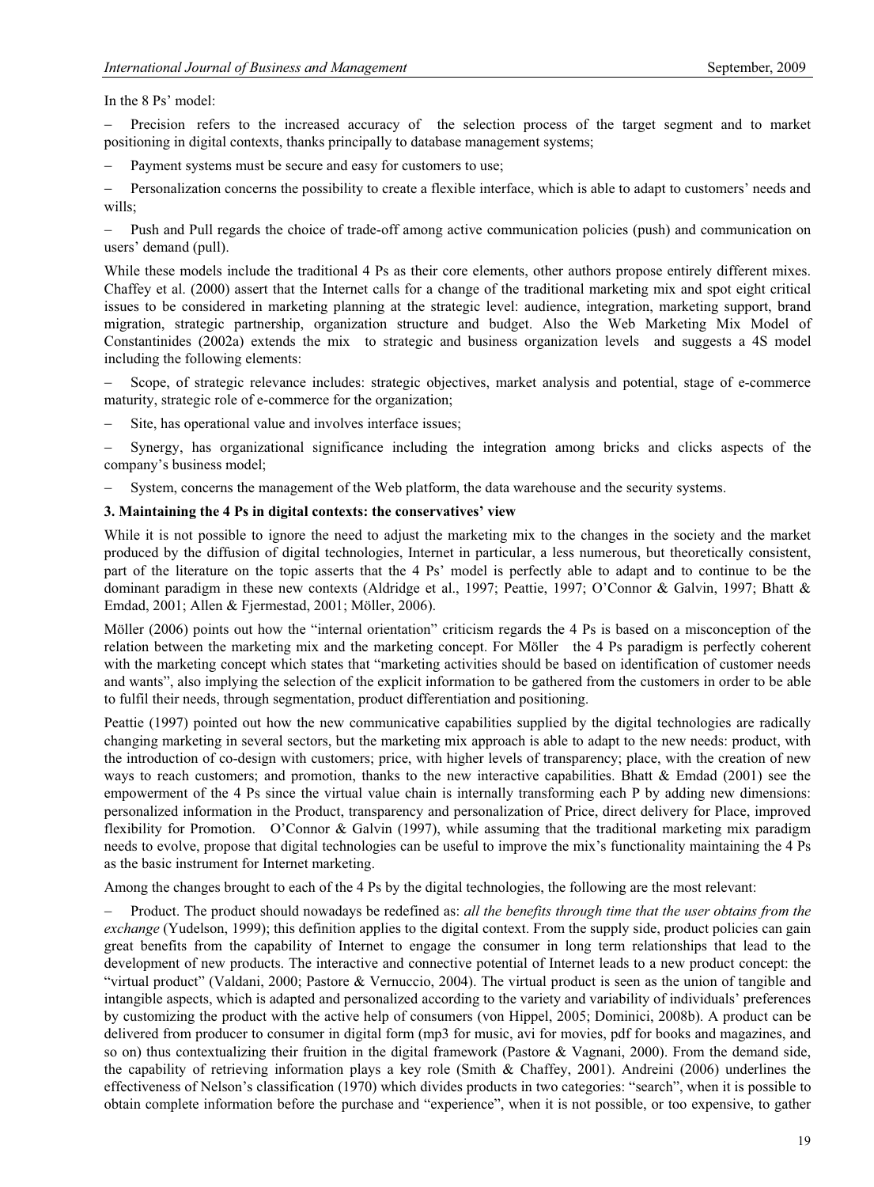In the 8 Ps' model:

- Precision refers to the increased accuracy of the selection process of the target segment and to market positioning in digital contexts, thanks principally to database management systems;
- Payment systems must be secure and easy for customers to use;
- Personalization concerns the possibility to create a flexible interface, which is able to adapt to customers' needs and wills;
- Push and Pull regards the choice of trade-off among active communication policies (push) and communication on users' demand (pull).

While these models include the traditional 4 Ps as their core elements, other authors propose entirely different mixes. Chaffey et al. (2000) assert that the Internet calls for a change of the traditional marketing mix and spot eight critical issues to be considered in marketing planning at the strategic level: audience, integration, marketing support, brand migration, strategic partnership, organization structure and budget. Also the Web Marketing Mix Model of Constantinides (2002a) extends the mix to strategic and business organization levels and suggests a 4S model including the following elements:

- Scope, of strategic relevance includes: strategic objectives, market analysis and potential, stage of e-commerce maturity, strategic role of e-commerce for the organization;
- Site, has operational value and involves interface issues;
- Synergy, has organizational significance including the integration among bricks and clicks aspects of the company's business model;
- System, concerns the management of the Web platform, the data warehouse and the security systems.

### 3. Maintaining the 4 Ps in digital contexts: the conservatives' view

While it is not possible to ignore the need to adjust the marketing mix to the changes in the society and the market produced by the diffusion of digital technologies, Internet in particular, a less numerous, but theoretically consistent, part of the literature on the topic asserts that the 4 Ps' model is perfectly able to adapt and to continue to be the dominant paradigm in these new contexts (Aldridge et al., 1997; Peattie, 1997; O'Connor & Galvin, 1997; Bhatt & Emdad, 2001; Allen & Fjermestad, 2001; Möller, 2006).

Möller (2006) points out how the "internal orientation" criticism regards the 4 Ps is based on a misconception of the relation between the marketing mix and the marketing concept. For Möller the 4 Ps paradigm is perfectly coherent with the marketing concept which states that "marketing activities should be based on identification of customer needs and wants", also implying the selection of the explicit information to be gathered from the customers in order to be able to fulfil their needs, through segmentation, product differentiation and positioning.

Peattie (1997) pointed out how the new communicative capabilities supplied by the digital technologies are radically changing marketing in several sectors, but the marketing mix approach is able to adapt to the new needs: product, with the introduction of co-design with customers; price, with higher levels of transparency; place, with the creation of new ways to reach customers; and promotion, thanks to the new interactive capabilities. Bhatt & Emdad (2001) see the empowerment of the 4 Ps since the virtual value chain is internally transforming each P by adding new dimensions: personalized information in the Product, transparency and personalization of Price, direct delivery for Place, improved flexibility for Promotion. O'Connor & Galvin (1997), while assuming that the traditional marketing mix paradigm needs to evolve, propose that digital technologies can be useful to improve the mix's functionality maintaining the 4 Ps as the basic instrument for Internet marketing.

Among the changes brought to each of the 4 Ps by the digital technologies, the following are the most relevant:

- Product. The product should nowadays be redefined as: *all the benefits through time that the user obtains from the exchange* (Yudelson, 1999); this definition applies to the digital context. From the supply side, product policies can gain great benefits from the capability of Internet to engage the consumer in long term relationships that lead to the development of new products. The interactive and connective potential of Internet leads to a new product concept: the "virtual product" (Valdani, 2000; Pastore & Vernuccio, 2004). The virtual product is seen as the union of tangible and intangible aspects, which is adapted and personalized according to the variety and variability of individuals' preferences by customizing the product with the active help of consumers (von Hippel, 2005; Dominici, 2008b). A product can be delivered from producer to consumer in digital form (mp3 for music, avi for movies, pdf for books and magazines, and so on) thus contextualizing their fruition in the digital framework (Pastore & Vagnani, 2000). From the demand side, the capability of retrieving information plays a key role (Smith & Chaffey, 2001). Andreini (2006) underlines the effectiveness of Nelson's classification (1970) which divides products in two categories: "search", when it is possible to obtain complete information before the purchase and "experience", when it is not possible, or too expensive, to gather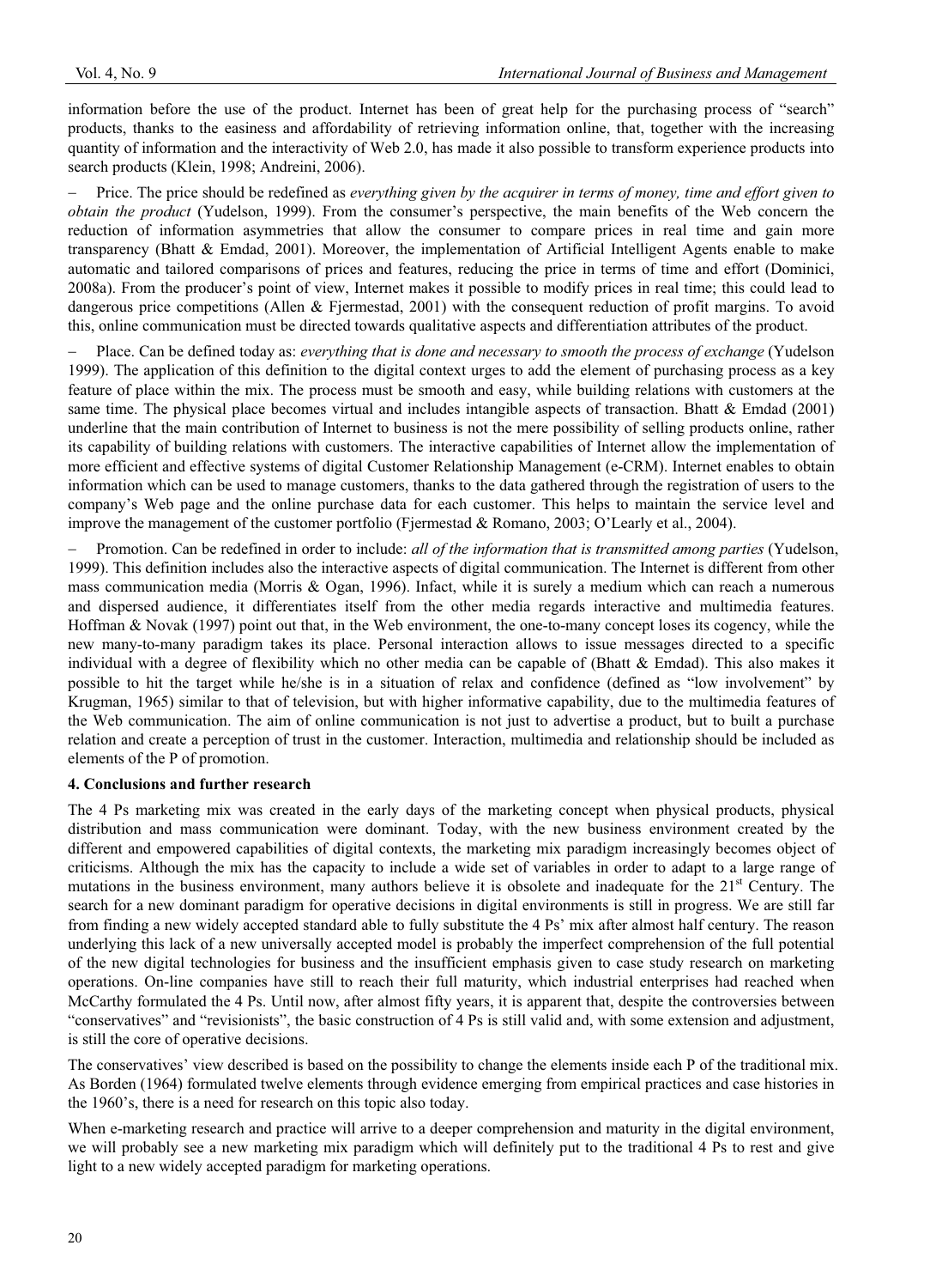information before the use of the product. Internet has been of great help for the purchasing process of "search" products, thanks to the easiness and affordability of retrieving information online, that, together with the increasing quantity of information and the interactivity of Web 2.0, has made it also possible to transform experience products into search products (Klein, 1998; Andreini, 2006).

– Price. The price should be redefined as *everything given by the acquirer in terms of money, time and effort given to obtain the product* (Yudelson, 1999). From the consumer's perspective, the main benefits of the Web concern the reduction of information asymmetries that allow the consumer to compare prices in real time and gain more transparency (Bhatt & Emdad, 2001). Moreover, the implementation of Artificial Intelligent Agents enable to make automatic and tailored comparisons of prices and features, reducing the price in terms of time and effort (Dominici, 2008a). From the producer's point of view, Internet makes it possible to modify prices in real time; this could lead to dangerous price competitions (Allen & Fjermestad, 2001) with the consequent reduction of profit margins. To avoid this, online communication must be directed towards qualitative aspects and differentiation attributes of the product.

– Place. Can be defined today as: *everything that is done and necessary to smooth the process of exchange* (Yudelson 1999). The application of this definition to the digital context urges to add the element of purchasing process as a key feature of place within the mix. The process must be smooth and easy, while building relations with customers at the same time. The physical place becomes virtual and includes intangible aspects of transaction. Bhatt & Emdad (2001) underline that the main contribution of Internet to business is not the mere possibility of selling products online, rather its capability of building relations with customers. The interactive capabilities of Internet allow the implementation of more efficient and effective systems of digital Customer Relationship Management (e-CRM). Internet enables to obtain information which can be used to manage customers, thanks to the data gathered through the registration of users to the company's Web page and the online purchase data for each customer. This helps to maintain the service level and improve the management of the customer portfolio (Fjermestad & Romano, 2003; O'Learly et al., 2004).

– Promotion. Can be redefined in order to include: *all of the information that is transmitted among parties* (Yudelson, 1999). This definition includes also the interactive aspects of digital communication. The Internet is different from other mass communication media (Morris & Ogan, 1996). Infact, while it is surely a medium which can reach a numerous and dispersed audience, it differentiates itself from the other media regards interactive and multimedia features. Hoffman & Novak (1997) point out that, in the Web environment, the one-to-many concept loses its cogency, while the new many-to-many paradigm takes its place. Personal interaction allows to issue messages directed to a specific individual with a degree of flexibility which no other media can be capable of (Bhatt & Emdad). This also makes it possible to hit the target while he/she is in a situation of relax and confidence (defined as "low involvement" by Krugman, 1965) similar to that of television, but with higher informative capability, due to the multimedia features of the Web communication. The aim of online communication is not just to advertise a product, but to built a purchase relation and create a perception of trust in the customer. Interaction, multimedia and relationship should be included as elements of the P of promotion.

## 4. Conclusions and further research

The 4 Ps marketing mix was created in the early days of the marketing concept when physical products, physical distribution and mass communication were dominant. Today, with the new business environment created by the different and empowered capabilities of digital contexts, the marketing mix paradigm increasingly becomes object of criticisms. Although the mix has the capacity to include a wide set of variables in order to adapt to a large range of mutations in the business environment, many authors believe it is obsolete and inadequate for the 21st Century. The search for a new dominant paradigm for operative decisions in digital environments is still in progress. We are still far from finding a new widely accepted standard able to fully substitute the 4 Ps' mix after almost half century. The reason underlying this lack of a new universally accepted model is probably the imperfect comprehension of the full potential of the new digital technologies for business and the insufficient emphasis given to case study research on marketing operations. On-line companies have still to reach their full maturity, which industrial enterprises had reached when McCarthy formulated the 4 Ps. Until now, after almost fifty years, it is apparent that, despite the controversies between "conservatives" and "revisionists", the basic construction of 4 Ps is still valid and, with some extension and adjustment, is still the core of operative decisions.

The conservatives' view described is based on the possibility to change the elements inside each P of the traditional mix. As Borden (1964) formulated twelve elements through evidence emerging from empirical practices and case histories in the 1960's, there is a need for research on this topic also today.

When e-marketing research and practice will arrive to a deeper comprehension and maturity in the digital environment, we will probably see a new marketing mix paradigm which will definitely put to the traditional 4 Ps to rest and give light to a new widely accepted paradigm for marketing operations.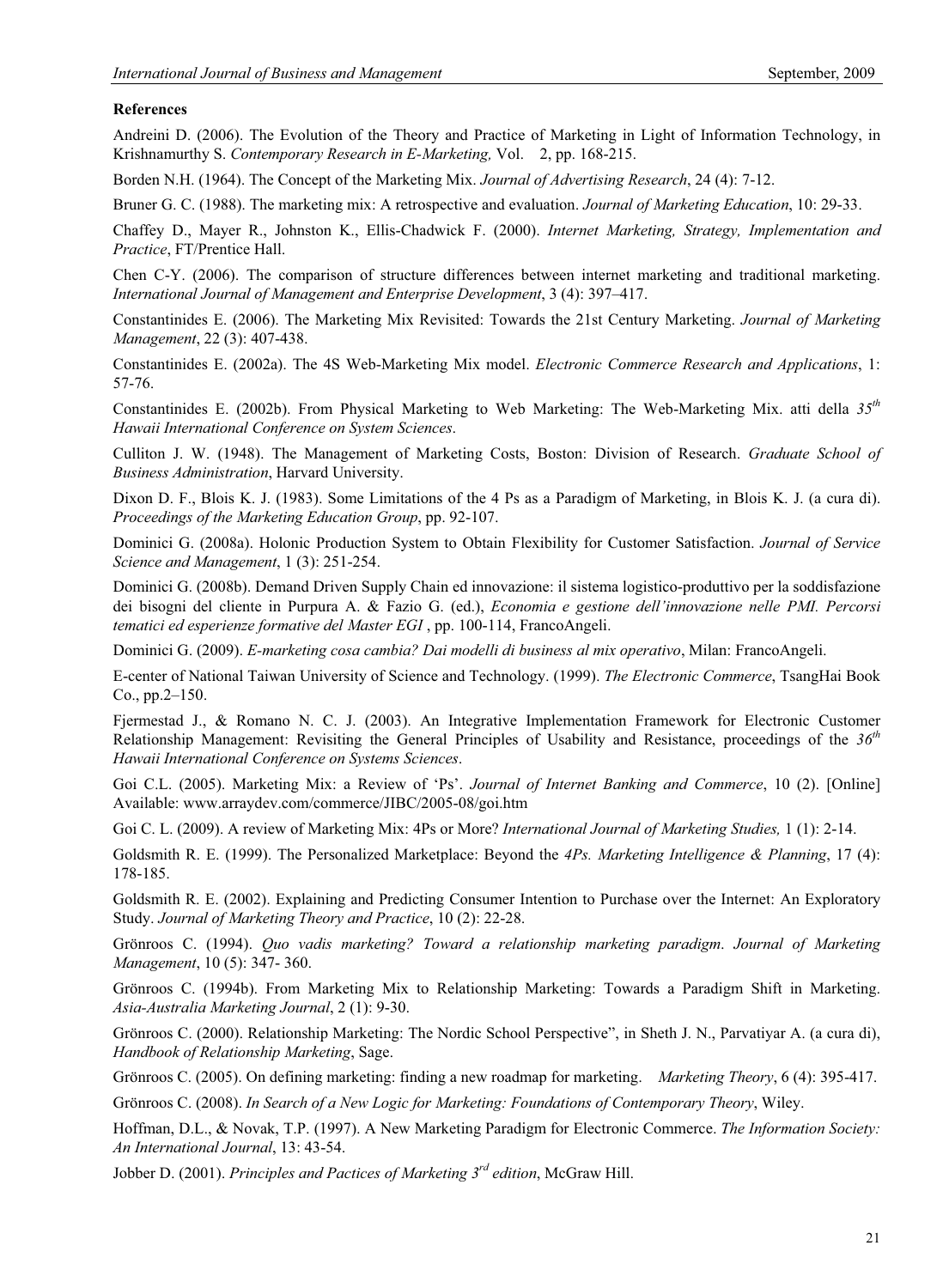**References**

Andreini D. (2006). The Evolution of the Theory and Practice of Marketing in Light of Information Technology, in Krishnamurthy S. *Contemporary Research in E-Marketing,* Vol. 2, pp. 168-215.

Borden N.H. (1964). The Concept of the Marketing Mix. *Journal of Advertising Research*, 24 (4): 7-12.

Bruner G. C. (1988). The marketing mix: A retrospective and evaluation. *Journal of Marketing Education*, 10: 29-33.

Chaffey D., Mayer R., Johnston K., Ellis-Chadwick F. (2000). *Internet Marketing, Strategy, Implementation and Practice*, FT/Prentice Hall.

Chen C-Y. (2006). The comparison of structure differences between internet marketing and traditional marketing. *International Journal of Management and Enterprise Development*, 3 (4): 397–417.

Constantinides E. (2006). The Marketing Mix Revisited: Towards the 21st Century Marketing. *Journal of Marketing Management*, 22 (3): 407-438.

Constantinides E. (2002a). The 4S Web-Marketing Mix model. *Electronic Commerce Research and Applications*, 1: 57-76.

Constantinides E. (2002b). From Physical Marketing to Web Marketing: The Web-Marketing Mix. atti della *35th Hawaii International Conference on System Sciences*.

Culliton J. W. (1948). The Management of Marketing Costs, Boston: Division of Research. *Graduate School of Business Administration*, Harvard University.

Dixon D. F., Blois K. J. (1983). Some Limitations of the 4 Ps as a Paradigm of Marketing, in Blois K. J. (a cura di). *Proceedings of the Marketing Education Group*, pp. 92-107.

Dominici G. (2008a). Holonic Production System to Obtain Flexibility for Customer Satisfaction. *Journal of Service Science and Management*, 1 (3): 251-254.

Dominici G. (2008b). Demand Driven Supply Chain ed innovazione: il sistema logistico-produttivo per la soddisfazione dei bisogni del cliente in Purpura A. & Fazio G. (ed.), *Economia e gestione dell'innovazione nelle PMI. Percorsi tematici ed esperienze formative del Master EGI* , pp. 100-114, FrancoAngeli.

Dominici G. (2009). *E-marketing cosa cambia? Dai modelli di business al mix operativo*, Milan: FrancoAngeli.

E-center of National Taiwan University of Science and Technology. (1999). *The Electronic Commerce*, TsangHai Book Co., pp.2–150.

Fjermestad J., & Romano N. C. J. (2003). An Integrative Implementation Framework for Electronic Customer Relationship Management: Revisiting the General Principles of Usability and Resistance, proceedings of the *36th Hawaii International Conference on Systems Sciences*.

Goi C.L. (2005). Marketing Mix: a Review of 'Ps'. *Journal of Internet Banking and Commerce*, 10 (2). [Online] Available: www.arraydev.com/commerce/JIBC/2005-08/goi.htm

Goi C. L. (2009). A review of Marketing Mix: 4Ps or More? *International Journal of Marketing Studies,* 1 (1): 2-14.

Goldsmith R. E. (1999). The Personalized Marketplace: Beyond the *4Ps. Marketing Intelligence & Planning*, 17 (4): 178-185.

Goldsmith R. E. (2002). Explaining and Predicting Consumer Intention to Purchase over the Internet: An Exploratory Study. *Journal of Marketing Theory and Practice*, 10 (2): 22-28.

Grönroos C. (1994). *Quo vadis marketing? Toward a relationship marketing paradigm*. *Journal of Marketing Management*, 10 (5): 347- 360.

Grönroos C. (1994b). From Marketing Mix to Relationship Marketing: Towards a Paradigm Shift in Marketing. *Asia-Australia Marketing Journal*, 2 (1): 9-30.

Grönroos C. (2000). Relationship Marketing: The Nordic School Perspective", in Sheth J. N., Parvatiyar A. (a cura di), *Handbook of Relationship Marketing*, Sage.

Grönroos C. (2005). On defining marketing: finding a new roadmap for marketing. *Marketing Theory*, 6 (4): 395-417.

Grönroos C. (2008). *In Search of a New Logic for Marketing: Foundations of Contemporary Theory*, Wiley.

Hoffman, D.L., & Novak, T.P. (1997). A New Marketing Paradigm for Electronic Commerce. *The Information Society: An International Journal*, 13: 43-54.

Jobber D. (2001). *Principles and Pactices of Marketing 3rd edition*, McGraw Hill.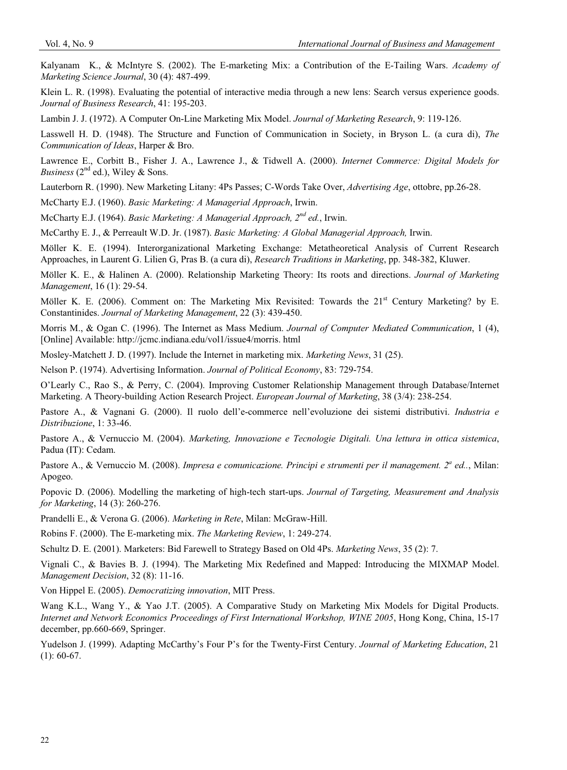Kalyanam K., & McIntyre S. (2002). The E-marketing Mix: a Contribution of the E-Tailing Wars. *Academy of Marketing Science Journal*, 30 (4): 487-499.

Klein L. R. (1998). Evaluating the potential of interactive media through a new lens: Search versus experience goods. *Journal of Business Research*, 41: 195-203.

Lambin J. J. (1972). A Computer On-Line Marketing Mix Model. *Journal of Marketing Research*, 9: 119-126.

Lasswell H. D. (1948). The Structure and Function of Communication in Society, in Bryson L. (a cura di), *The Communication of Ideas*, Harper & Bro.

Lawrence E., Corbitt B., Fisher J. A., Lawrence J., & Tidwell A. (2000). *Internet Commerce: Digital Models for Business* (2nd ed.), Wiley & Sons.

Lauterborn R. (1990). New Marketing Litany: 4Ps Passes; C-Words Take Over, *Advertising Age*, ottobre, pp.26-28.

McCharty E.J. (1960). *Basic Marketing: A Managerial Approach*, Irwin.

McCharty E.J. (1964). *Basic Marketing: A Managerial Approach, 2nd ed.*, Irwin.

McCarthy E. J., & Perreault W.D. Jr. (1987). *Basic Marketing: A Global Managerial Approach,* Irwin.

Möller K. E. (1994). Interorganizational Marketing Exchange: Metatheoretical Analysis of Current Research Approaches, in Laurent G. Lilien G, Pras B. (a cura di), *Research Traditions in Marketing*, pp. 348-382, Kluwer.

Möller K. E., & Halinen A. (2000). Relationship Marketing Theory: Its roots and directions. *Journal of Marketing Management*, 16 (1): 29-54.

Möller K. E. (2006). Comment on: The Marketing Mix Revisited: Towards the 21st Century Marketing? by E. Constantinides. *Journal of Marketing Management*, 22 (3): 439-450.

Morris M., & Ogan C. (1996). The Internet as Mass Medium. *Journal of Computer Mediated Communication*, 1 (4), [Online] Available: http://jcmc.indiana.edu/vol1/issue4/morris. html

Mosley-Matchett J. D. (1997). Include the Internet in marketing mix. *Marketing News*, 31 (25).

Nelson P. (1974). Advertising Information. *Journal of Political Economy*, 83: 729-754.

O'Learly C., Rao S., & Perry, C. (2004). Improving Customer Relationship Management through Database/Internet Marketing. A Theory-building Action Research Project. *European Journal of Marketing*, 38 (3/4): 238-254.

Pastore A., & Vagnani G. (2000). Il ruolo dell'e-commerce nell'evoluzione dei sistemi distributivi. *Industria e Distribuzione*, 1: 33-46.

Pastore A., & Vernuccio M. (2004). *Marketing, Innovazione e Tecnologie Digitali. Una lettura in ottica sistemica*, Padua (IT): Cedam.

Pastore A., & Vernuccio M. (2008). *Impresa e comunicazione. Principi e strumenti per il management. 2a ed..*, Milan: Apogeo.

Popovic D. (2006). Modelling the marketing of high-tech start-ups. *Journal of Targeting, Measurement and Analysis for Marketing*, 14 (3): 260-276.

Prandelli E., & Verona G. (2006). *Marketing in Rete*, Milan: McGraw-Hill.

Robins F. (2000). The E-marketing mix. *The Marketing Review*, 1: 249-274.

Schultz D. E. (2001). Marketers: Bid Farewell to Strategy Based on Old 4Ps. *Marketing News*, 35 (2): 7.

Vignali C., & Bavies B. J. (1994). The Marketing Mix Redefined and Mapped: Introducing the MIXMAP Model. *Management Decision*, 32 (8): 11-16.

Von Hippel E. (2005). *Democratizing innovation*, MIT Press.

Wang K.L., Wang Y., & Yao J.T. (2005). A Comparative Study on Marketing Mix Models for Digital Products. *Internet and Network Economics Proceedings of First International Workshop, WINE 2005*, Hong Kong, China, 15-17 december, pp.660-669, Springer.

Yudelson J. (1999). Adapting McCarthy's Four P's for the Twenty-First Century. *Journal of Marketing Education*, 21 (1): 60-67.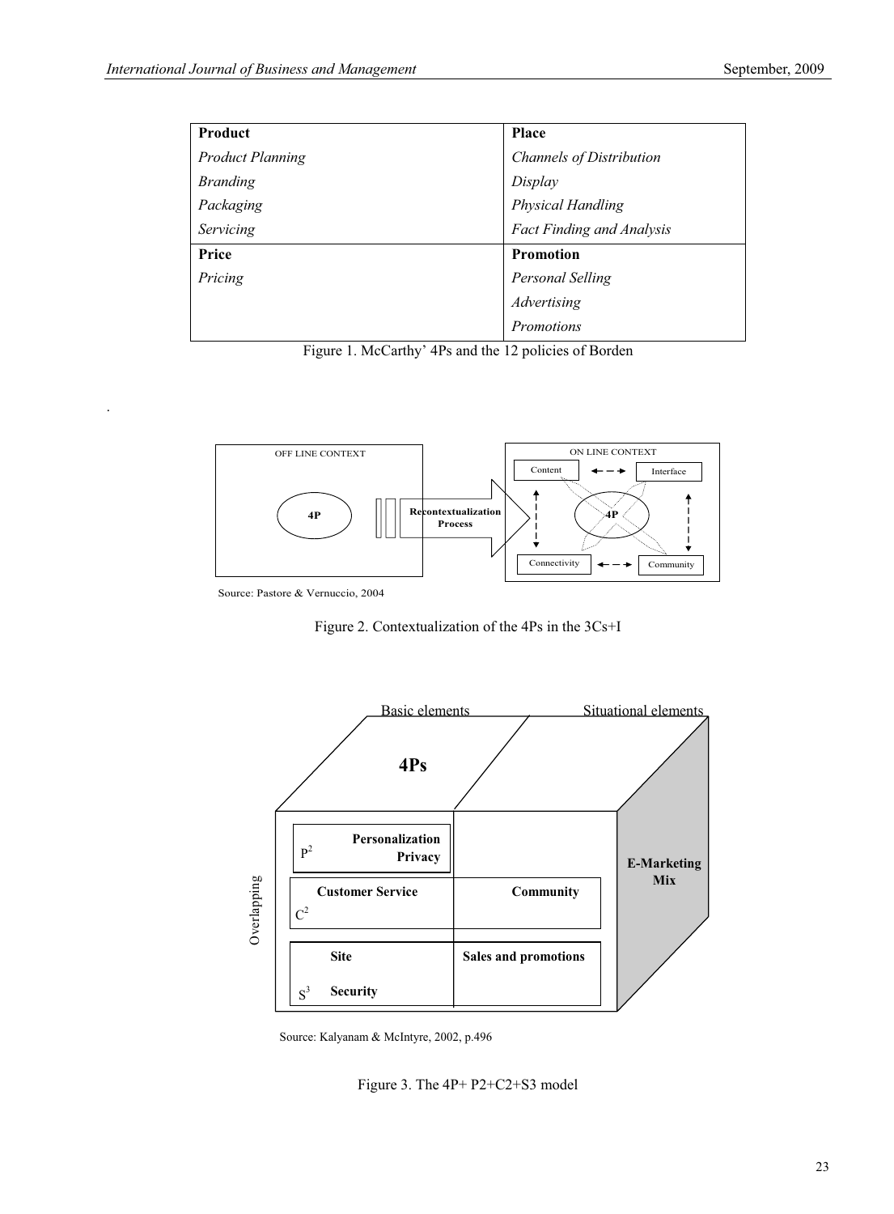| Product | Place |
|---|---|
| *Product Planning* | *Channels of Distribution* |
| *Branding* | *Display* |
| *Packaging* | *Physical Handling* |
| *Servicing* | *Fact Finding and Analysis* |
| **Price** | **Promotion** |
| *Pricing* | *Personal Selling* |
| | *Advertising* |
| | *Promotions* |

Figure 1. McCarthy' 4Ps and the 12 policies of Borden

Source: Pastore & Vernuccio, 2004

Figure 2. Contextualization of the 4Ps in the 3Cs+I

Source: Kalyanam & McIntyre, 2002, p.496

Figure 3. The 4P+ P2+C2+S3 model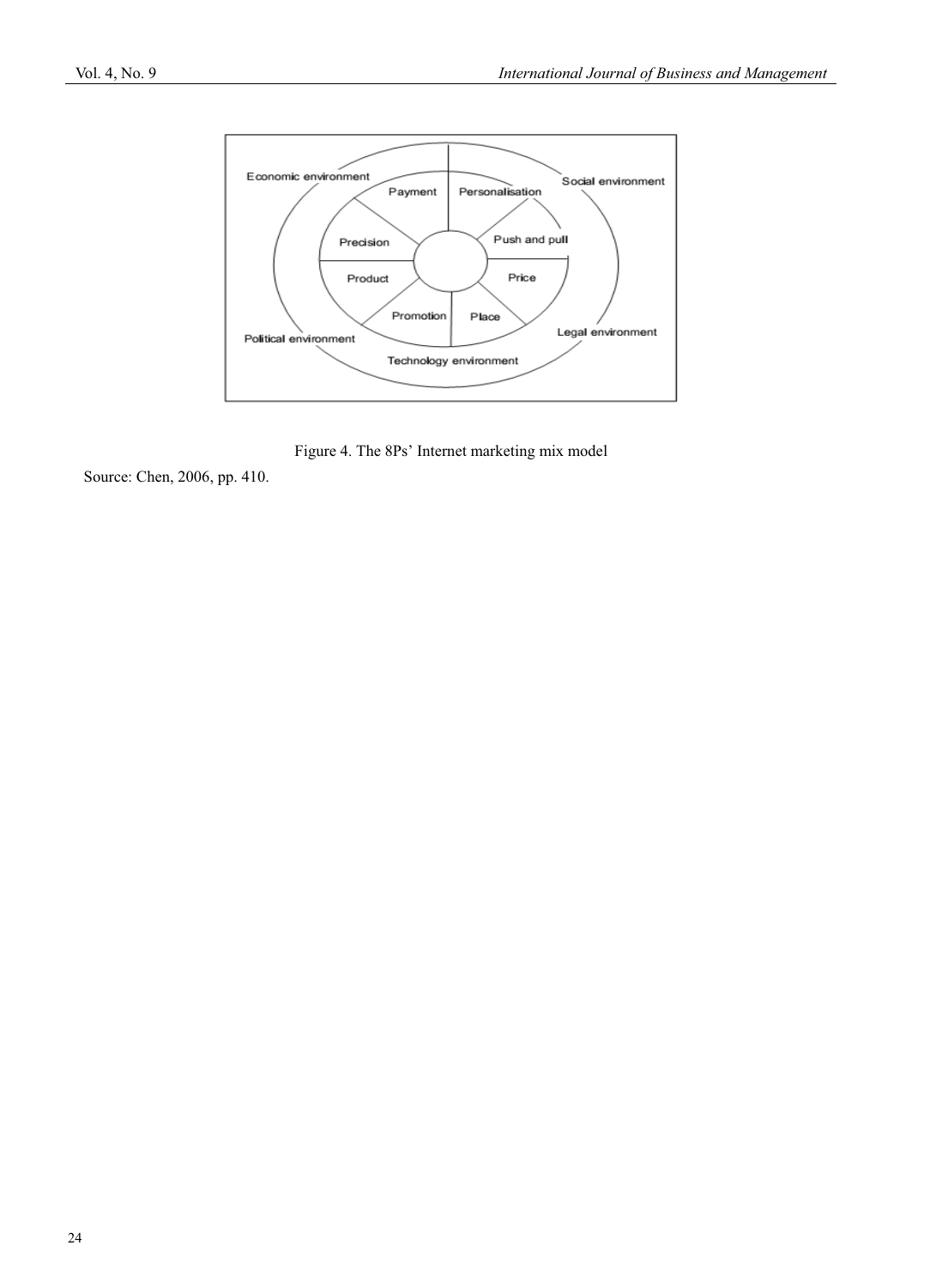Economic environment

Social environment

Payment

Personalisation

Push and pull

Precision

Product

Price

Promotion

Place

Political environment

Legal environment

Technology environment

Figure 4. The 8Ps' Internet marketing mix model

Source: Chen, 2006, pp. 410.